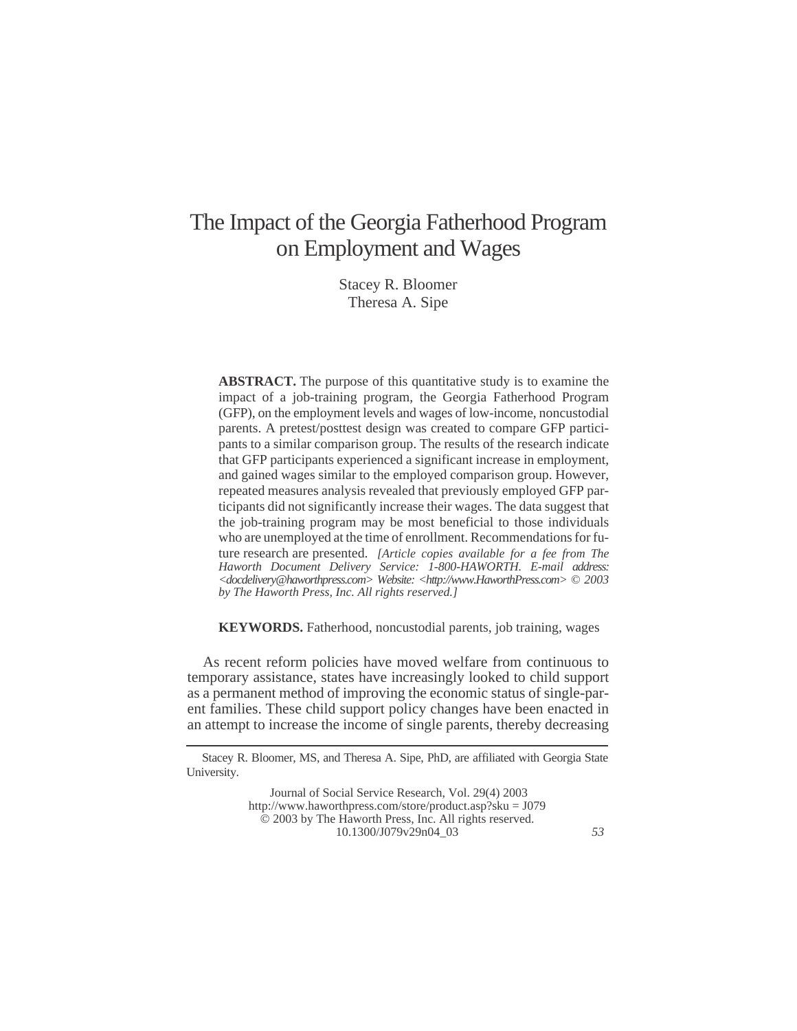# The Impact of the Georgia Fatherhood Program on Employment and Wages

Stacey R. Bloomer
Theresa A. Sipe

**ABSTRACT.** The purpose of this quantitative study is to examine the impact of a job-training program, the Georgia Fatherhood Program (GFP), on the employment levels and wages of low-income, noncustodial parents. A pretest/posttest design was created to compare GFP participants to a similar comparison group. The results of the research indicate that GFP participants experienced a significant increase in employment, and gained wages similar to the employed comparison group. However, repeated measures analysis revealed that previously employed GFP participants did not significantly increase their wages. The data suggest that the job-training program may be most beneficial to those individuals who are unemployed at the time of enrollment. Recommendations for future research are presented. *[Article copies available for a fee from The Haworth Document Delivery Service: 1-800-HAWORTH. E-mail address: <docdelivery@haworthpress.com> Website: <http://www.HaworthPress.com> © 2003 by The Haworth Press, Inc. All rights reserved.]*

**KEYWORDS.** Fatherhood, noncustodial parents, job training, wages

As recent reform policies have moved welfare from continuous to temporary assistance, states have increasingly looked to child support as a permanent method of improving the economic status of single-parent families. These child support policy changes have been enacted in an attempt to increase the income of single parents, thereby decreasing

---

Stacey R. Bloomer, MS, and Theresa A. Sipe, PhD, are affiliated with Georgia State University.

Journal of Social Service Research, Vol. 29(4) 2003
http://www.haworthpress.com/store/product.asp?sku = J079
© 2003 by The Haworth Press, Inc. All rights reserved.
10.1300/J079v29n04_03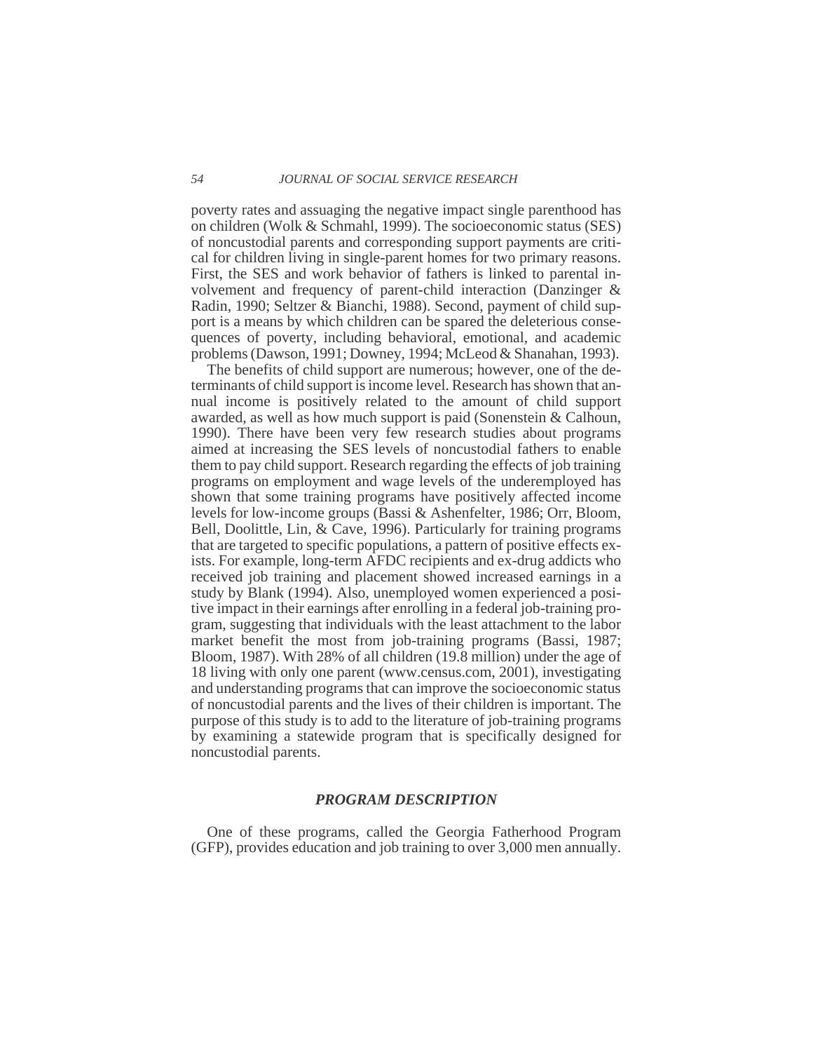poverty rates and assuaging the negative impact single parenthood has on children (Wolk & Schmahl, 1999). The socioeconomic status (SES) of noncustodial parents and corresponding support payments are critical for children living in single-parent homes for two primary reasons. First, the SES and work behavior of fathers is linked to parental involvement and frequency of parent-child interaction (Danzinger & Radin, 1990; Seltzer & Bianchi, 1988). Second, payment of child support is a means by which children can be spared the deleterious consequences of poverty, including behavioral, emotional, and academic problems (Dawson, 1991; Downey, 1994; McLeod & Shanahan, 1993).

The benefits of child support are numerous; however, one of the determinants of child support is income level. Research has shown that annual income is positively related to the amount of child support awarded, as well as how much support is paid (Sonenstein & Calhoun, 1990). There have been very few research studies about programs aimed at increasing the SES levels of noncustodial fathers to enable them to pay child support. Research regarding the effects of job training programs on employment and wage levels of the underemployed has shown that some training programs have positively affected income levels for low-income groups (Bassi & Ashenfelter, 1986; Orr, Bloom, Bell, Doolittle, Lin, & Cave, 1996). Particularly for training programs that are targeted to specific populations, a pattern of positive effects exists. For example, long-term AFDC recipients and ex-drug addicts who received job training and placement showed increased earnings in a study by Blank (1994). Also, unemployed women experienced a positive impact in their earnings after enrolling in a federal job-training program, suggesting that individuals with the least attachment to the labor market benefit the most from job-training programs (Bassi, 1987; Bloom, 1987). With 28% of all children (19.8 million) under the age of 18 living with only one parent (www.census.com, 2001), investigating and understanding programs that can improve the socioeconomic status of noncustodial parents and the lives of their children is important. The purpose of this study is to add to the literature of job-training programs by examining a statewide program that is specifically designed for noncustodial parents.

## PROGRAM DESCRIPTION

One of these programs, called the Georgia Fatherhood Program (GFP), provides education and job training to over 3,000 men annually.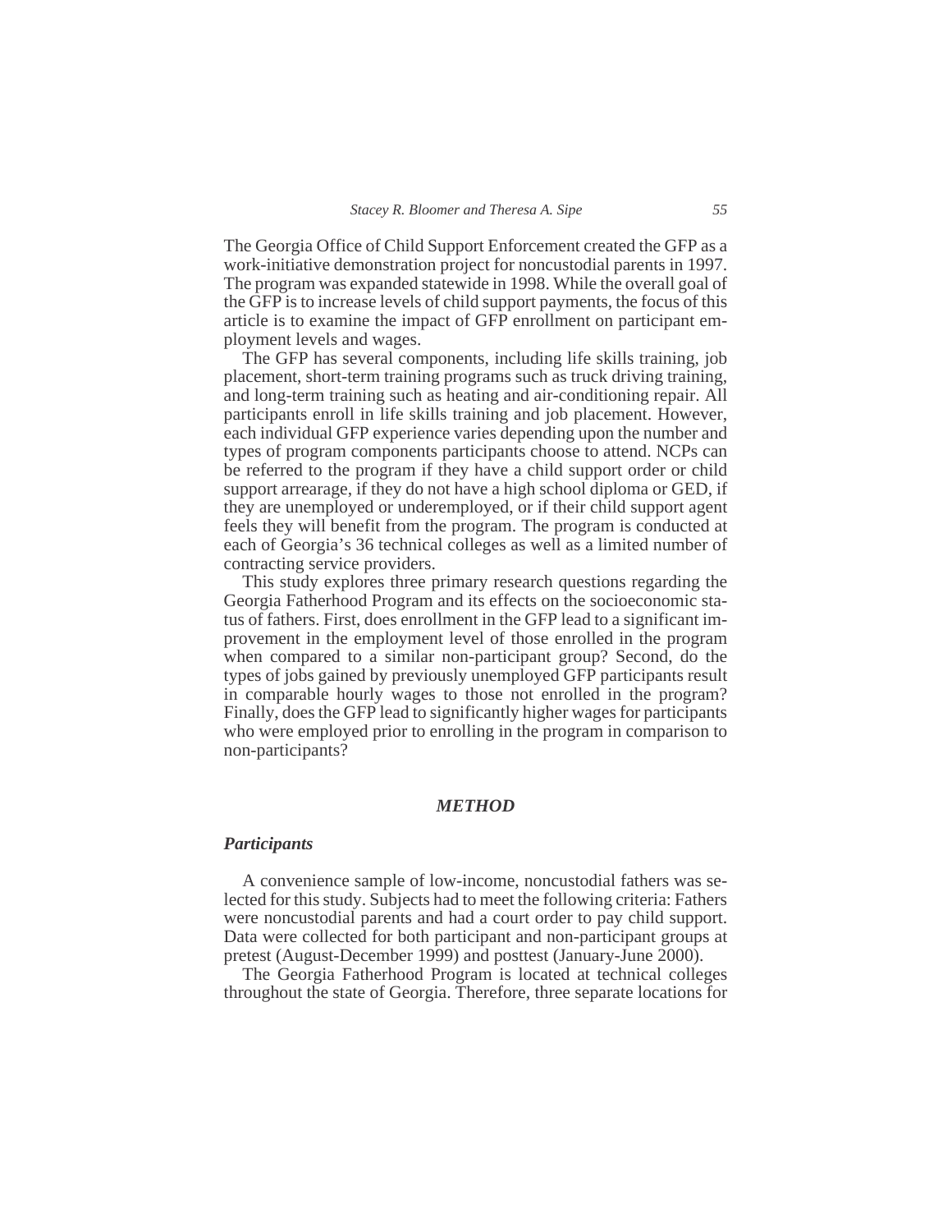The Georgia Office of Child Support Enforcement created the GFP as a work-initiative demonstration project for noncustodial parents in 1997. The program was expanded statewide in 1998. While the overall goal of the GFP is to increase levels of child support payments, the focus of this article is to examine the impact of GFP enrollment on participant employment levels and wages.

The GFP has several components, including life skills training, job placement, short-term training programs such as truck driving training, and long-term training such as heating and air-conditioning repair. All participants enroll in life skills training and job placement. However, each individual GFP experience varies depending upon the number and types of program components participants choose to attend. NCPs can be referred to the program if they have a child support order or child support arrearage, if they do not have a high school diploma or GED, if they are unemployed or underemployed, or if their child support agent feels they will benefit from the program. The program is conducted at each of Georgia's 36 technical colleges as well as a limited number of contracting service providers.

This study explores three primary research questions regarding the Georgia Fatherhood Program and its effects on the socioeconomic status of fathers. First, does enrollment in the GFP lead to a significant improvement in the employment level of those enrolled in the program when compared to a similar non-participant group? Second, do the types of jobs gained by previously unemployed GFP participants result in comparable hourly wages to those not enrolled in the program? Finally, does the GFP lead to significantly higher wages for participants who were employed prior to enrolling in the program in comparison to non-participants?

## *METHOD*

### *Participants*

A convenience sample of low-income, noncustodial fathers was selected for this study. Subjects had to meet the following criteria: Fathers were noncustodial parents and had a court order to pay child support. Data were collected for both participant and non-participant groups at pretest (August-December 1999) and posttest (January-June 2000).

The Georgia Fatherhood Program is located at technical colleges throughout the state of Georgia. Therefore, three separate locations for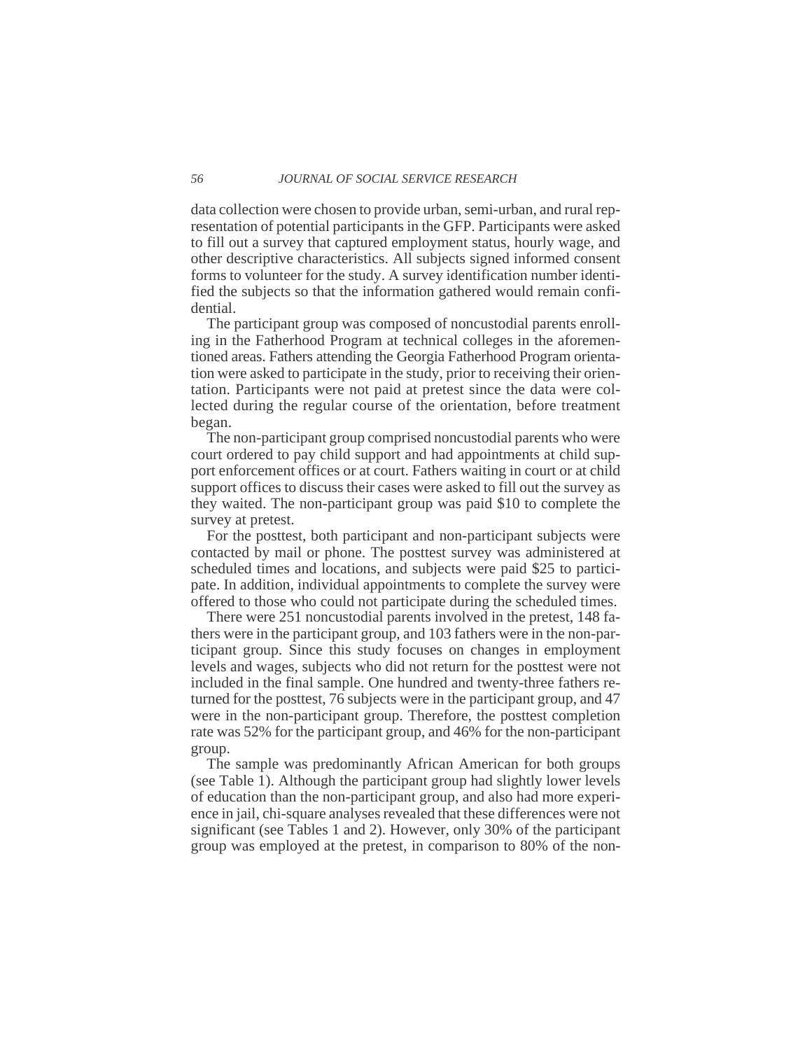data collection were chosen to provide urban, semi-urban, and rural representation of potential participants in the GFP. Participants were asked to fill out a survey that captured employment status, hourly wage, and other descriptive characteristics. All subjects signed informed consent forms to volunteer for the study. A survey identification number identified the subjects so that the information gathered would remain confidential.

The participant group was composed of noncustodial parents enrolling in the Fatherhood Program at technical colleges in the aforementioned areas. Fathers attending the Georgia Fatherhood Program orientation were asked to participate in the study, prior to receiving their orientation. Participants were not paid at pretest since the data were collected during the regular course of the orientation, before treatment began.

The non-participant group comprised noncustodial parents who were court ordered to pay child support and had appointments at child support enforcement offices or at court. Fathers waiting in court or at child support offices to discuss their cases were asked to fill out the survey as they waited. The non-participant group was paid $10 to complete the survey at pretest.

For the posttest, both participant and non-participant subjects were contacted by mail or phone. The posttest survey was administered at scheduled times and locations, and subjects were paid $25 to participate. In addition, individual appointments to complete the survey were offered to those who could not participate during the scheduled times.

There were 251 noncustodial parents involved in the pretest, 148 fathers were in the participant group, and 103 fathers were in the non-participant group. Since this study focuses on changes in employment levels and wages, subjects who did not return for the posttest were not included in the final sample. One hundred and twenty-three fathers returned for the posttest, 76 subjects were in the participant group, and 47 were in the non-participant group. Therefore, the posttest completion rate was 52% for the participant group, and 46% for the non-participant group.

The sample was predominantly African American for both groups (see Table 1). Although the participant group had slightly lower levels of education than the non-participant group, and also had more experience in jail, chi-square analyses revealed that these differences were not significant (see Tables 1 and 2). However, only 30% of the participant group was employed at the pretest, in comparison to 80% of the non-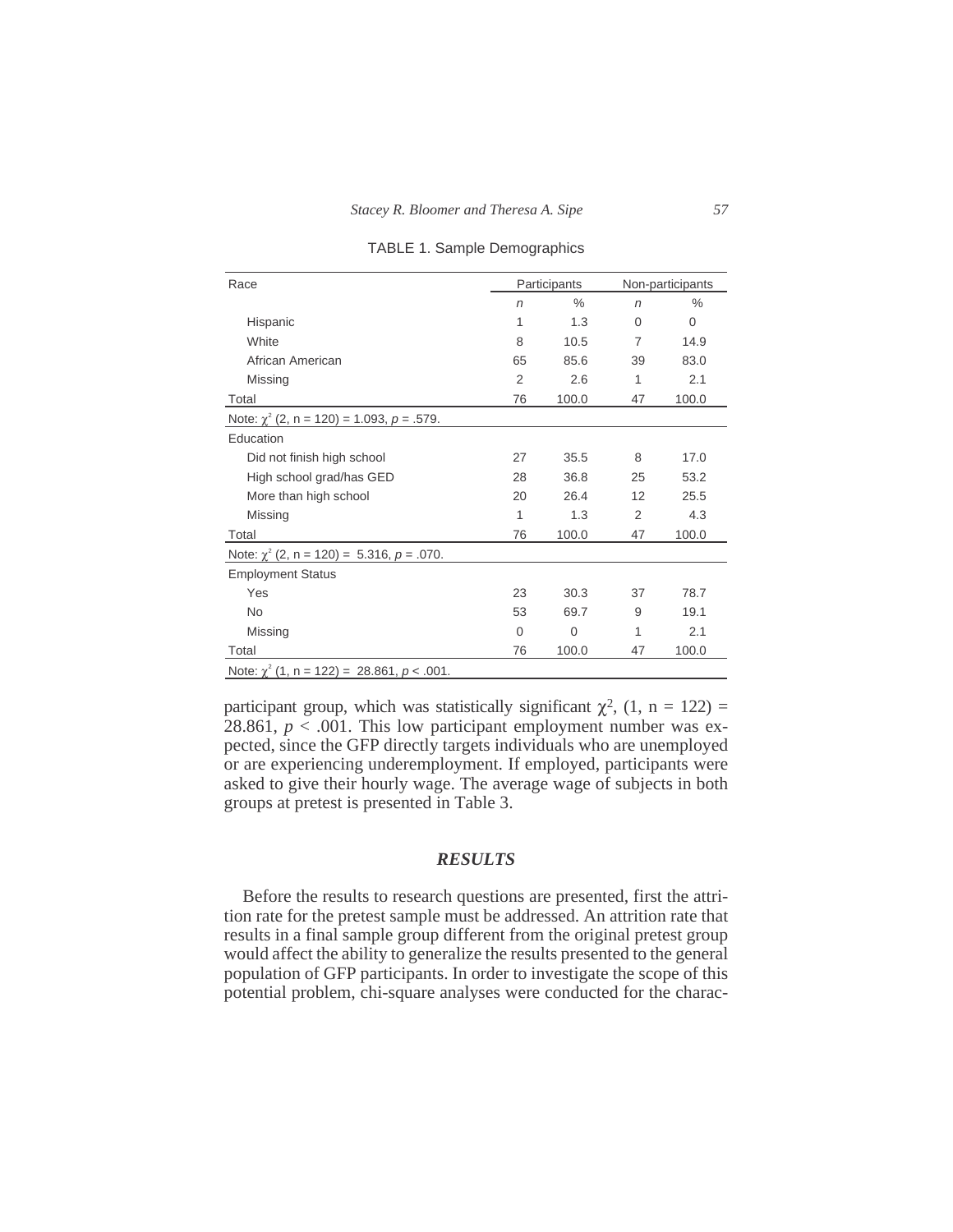TABLE 1. Sample Demographics

| Race | Participants | | Non-participants | |
|---|---|---|---|---|
| | *n* | % | *n* | % |
| Hispanic | 1 | 1.3 | 0 | 0 |
| White | 8 | 10.5 | 7 | 14.9 |
| African American | 65 | 85.6 | 39 | 83.0 |
| Missing | 2 | 2.6 | 1 | 2.1 |
| Total | 76 | 100.0 | 47 | 100.0 |
| Note: $\chi^2$ (2, n = 120) = 1.093, $p$ = .579. | | | | |
| Education | | | | |
| Did not finish high school | 27 | 35.5 | 8 | 17.0 |
| High school grad/has GED | 28 | 36.8 | 25 | 53.2 |
| More than high school | 20 | 26.4 | 12 | 25.5 |
| Missing | 1 | 1.3 | 2 | 4.3 |
| Total | 76 | 100.0 | 47 | 100.0 |
| Note: $\chi^2$ (2, n = 120) = 5.316, $p$ = .070. | | | | |
| Employment Status | | | | |
| Yes | 23 | 30.3 | 37 | 78.7 |
| No | 53 | 69.7 | 9 | 19.1 |
| Missing | 0 | 0 | 1 | 2.1 |
| Total | 76 | 100.0 | 47 | 100.0 |
| Note: $\chi^2$ (1, n = 122) = 28.861, $p$ < .001. | | | | |

participant group, which was statistically significant $\chi^2$, (1, n = 122) = 28.861, $p$ < .001. This low participant employment number was expected, since the GFP directly targets individuals who are unemployed or are experiencing underemployment. If employed, participants were asked to give their hourly wage. The average wage of subjects in both groups at pretest is presented in Table 3.

## *RESULTS*

Before the results to research questions are presented, first the attrition rate for the pretest sample must be addressed. An attrition rate that results in a final sample group different from the original pretest group would affect the ability to generalize the results presented to the general population of GFP participants. In order to investigate the scope of this potential problem, chi-square analyses were conducted for the charac-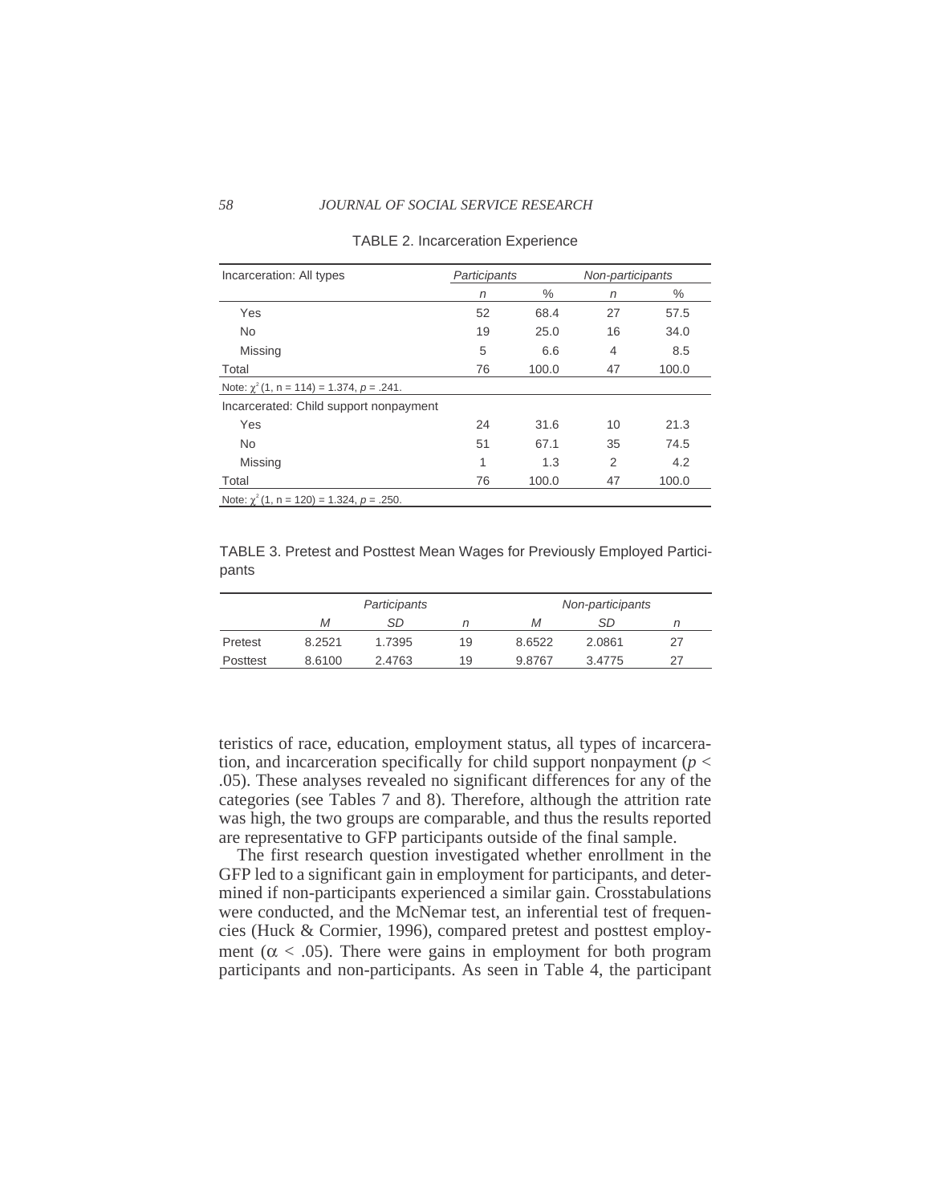TABLE 2. Incarceration Experience

| Incarceration: All types | *Participants* | | *Non-participants* | |
|---|---|---|---|---|
| | *n* | % | *n* | % |
| Yes | 52 | 68.4 | 27 | 57.5 |
| No | 19 | 25.0 | 16 | 34.0 |
| Missing | 5 | 6.6 | 4 | 8.5 |
| Total | 76 | 100.0 | 47 | 100.0 |
| Note: $\chi^2$ (1, n = 114) = 1.374, *p* = .241. | | | | |
| Incarcerated: Child support nonpayment | | | | |
| Yes | 24 | 31.6 | 10 | 21.3 |
| No | 51 | 67.1 | 35 | 74.5 |
| Missing | 1 | 1.3 | 2 | 4.2 |
| Total | 76 | 100.0 | 47 | 100.0 |
| Note: $\chi^2$ (1, n = 120) = 1.324, *p* = .250. | | | | |

TABLE 3. Pretest and Posttest Mean Wages for Previously Employed Participants

| | *Participants* | | | *Non-participants* | | |
|---|---|---|---|---|---|---|
| | *M* | *SD* | *n* | *M* | *SD* | *n* |
| Pretest | 8.2521 | 1.7395 | 19 | 8.6522 | 2.0861 | 27 |
| Posttest | 8.6100 | 2.4763 | 19 | 9.8767 | 3.4775 | 27 |

teristics of race, education, employment status, all types of incarceration, and incarceration specifically for child support nonpayment ($p < .05$). These analyses revealed no significant differences for any of the categories (see Tables 7 and 8). Therefore, although the attrition rate was high, the two groups are comparable, and thus the results reported are representative to GFP participants outside of the final sample.

The first research question investigated whether enrollment in the GFP led to a significant gain in employment for participants, and determined if non-participants experienced a similar gain. Crosstabulations were conducted, and the McNemar test, an inferential test of frequencies (Huck & Cormier, 1996), compared pretest and posttest employment ($\alpha < .05$). There were gains in employment for both program participants and non-participants. As seen in Table 4, the participant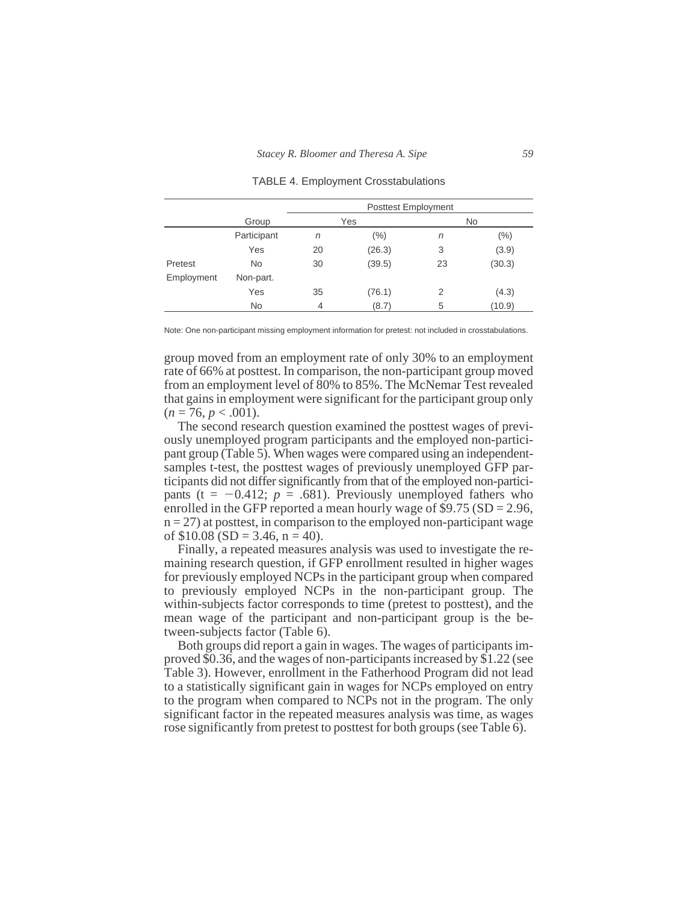TABLE 4. Employment Crosstabulations

| | | Posttest Employment | | | |
|---|---|---|---|---|---|
| | Group | Yes | | No | |
| | Participant | *n* | (%) | *n* | (%) |
| | Yes | 20 | (26.3) | 3 | (3.9) |
| Pretest | No | 30 | (39.5) | 23 | (30.3) |
| Employment | Non-part. | | | | |
| | Yes | 35 | (76.1) | 2 | (4.3) |
| | No | 4 | (8.7) | 5 | (10.9) |

Note: One non-participant missing employment information for pretest: not included in crosstabulations.

group moved from an employment rate of only 30% to an employment rate of 66% at posttest. In comparison, the non-participant group moved from an employment level of 80% to 85%. The McNemar Test revealed that gains in employment were significant for the participant group only ($n = 76$, $p < .001$).

The second research question examined the posttest wages of previously unemployed program participants and the employed non-participant group (Table 5). When wages were compared using an independent-samples t-test, the posttest wages of previously unemployed GFP participants did not differ significantly from that of the employed non-participants ($t = -0.412$; $p = .681$). Previously unemployed fathers who enrolled in the GFP reported a mean hourly wage of \$9.75 (SD = 2.96, n = 27) at posttest, in comparison to the employed non-participant wage of \$10.08 (SD = 3.46, n = 40).

Finally, a repeated measures analysis was used to investigate the remaining research question, if GFP enrollment resulted in higher wages for previously employed NCPs in the participant group when compared to previously employed NCPs in the non-participant group. The within-subjects factor corresponds to time (pretest to posttest), and the mean wage of the participant and non-participant group is the between-subjects factor (Table 6).

Both groups did report a gain in wages. The wages of participants improved \$0.36, and the wages of non-participants increased by \$1.22 (see Table 3). However, enrollment in the Fatherhood Program did not lead to a statistically significant gain in wages for NCPs employed on entry to the program when compared to NCPs not in the program. The only significant factor in the repeated measures analysis was time, as wages rose significantly from pretest to posttest for both groups (see Table 6).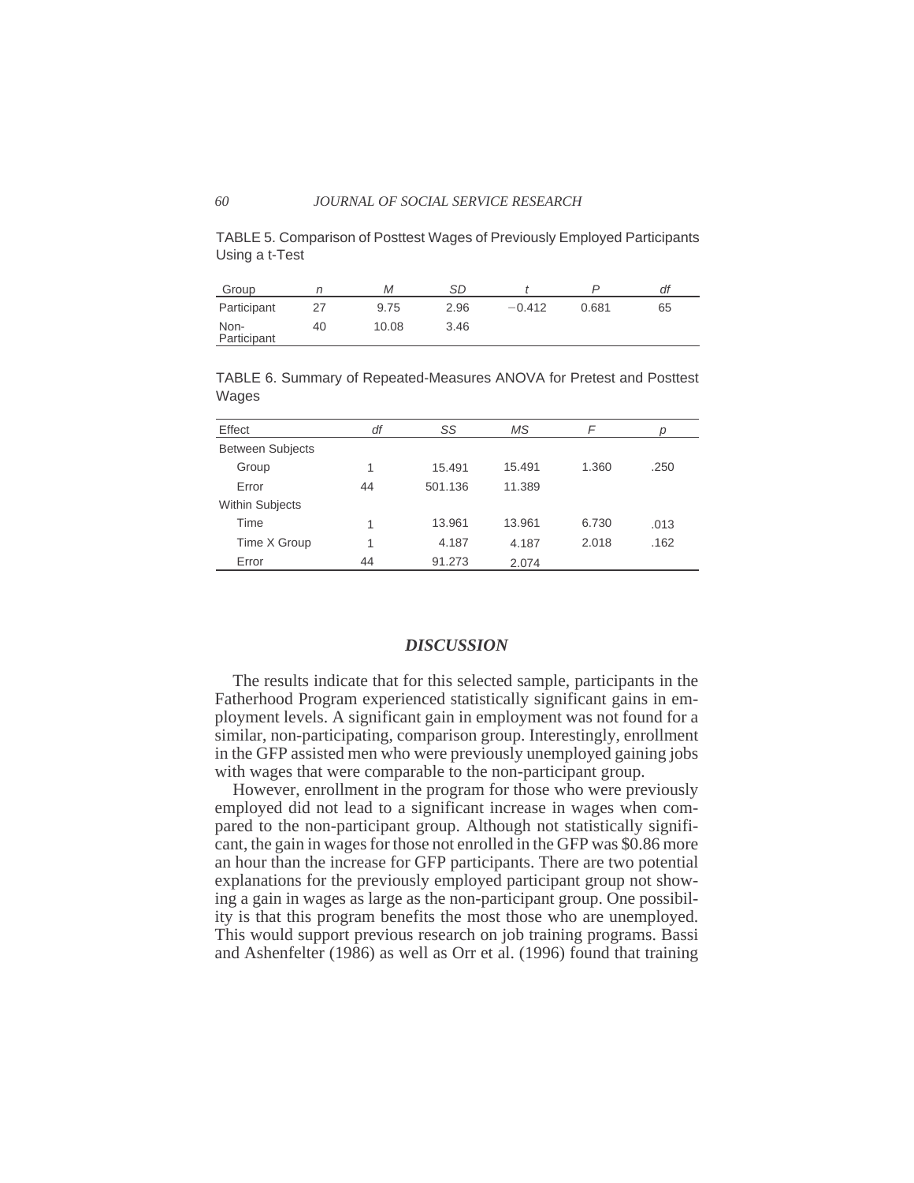TABLE 5. Comparison of Posttest Wages of Previously Employed Participants Using a t-Test

| Group | *n* | *M* | *SD* | *t* | *P* | *df* |
|---|---|---|---|---|---|---|
| Participant | 27 | 9.75 | 2.96 | −0.412 | 0.681 | 65 |
| Non-Participant | 40 | 10.08 | 3.46 | | | |

TABLE 6. Summary of Repeated-Measures ANOVA for Pretest and Posttest Wages

| Effect | *df* | *SS* | *MS* | *F* | *p* |
|---|---|---|---|---|---|
| Between Subjects | | | | | |
| Group | 1 | 15.491 | 15.491 | 1.360 | .250 |
| Error | 44 | 501.136 | 11.389 | | |
| Within Subjects | | | | | |
| Time | 1 | 13.961 | 13.961 | 6.730 | .013 |
| Time X Group | 1 | 4.187 | 4.187 | 2.018 | .162 |
| Error | 44 | 91.273 | 2.074 | | |

## *DISCUSSION*

The results indicate that for this selected sample, participants in the Fatherhood Program experienced statistically significant gains in employment levels. A significant gain in employment was not found for a similar, non-participating, comparison group. Interestingly, enrollment in the GFP assisted men who were previously unemployed gaining jobs with wages that were comparable to the non-participant group.

However, enrollment in the program for those who were previously employed did not lead to a significant increase in wages when compared to the non-participant group. Although not statistically significant, the gain in wages for those not enrolled in the GFP was $0.86 more an hour than the increase for GFP participants. There are two potential explanations for the previously employed participant group not showing a gain in wages as large as the non-participant group. One possibility is that this program benefits the most those who are unemployed. This would support previous research on job training programs. Bassi and Ashenfelter (1986) as well as Orr et al. (1996) found that training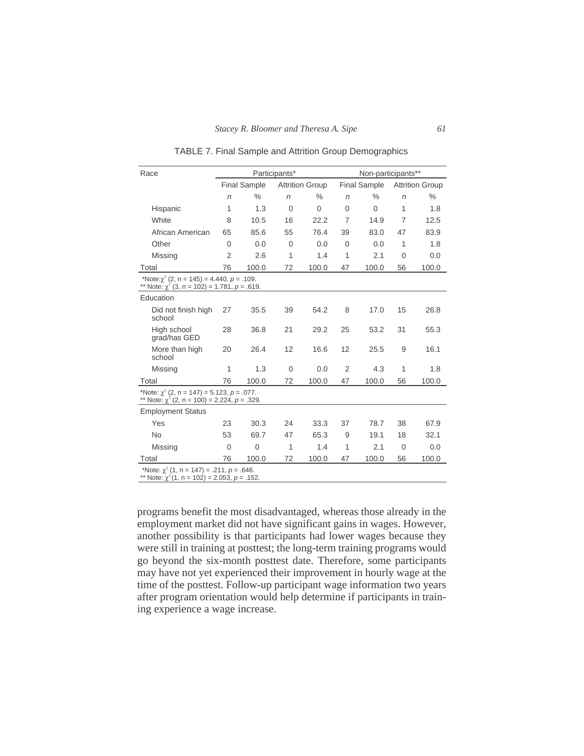TABLE 7. Final Sample and Attrition Group Demographics

| Race | Participants* | | | | Non-participants** | | | |
|---|---|---|---|---|---|---|---|---|
| | Final Sample | | Attrition Group | | Final Sample | | Attrition Group | |
| | *n* | % | *n* | % | *n* | % | *n* | % |
| Hispanic | 1 | 1.3 | 0 | 0 | 0 | 0 | 1 | 1.8 |
| White | 8 | 10.5 | 16 | 22.2 | 7 | 14.9 | 7 | 12.5 |
| African American | 65 | 85.6 | 55 | 76.4 | 39 | 83.0 | 47 | 83.9 |
| Other | 0 | 0.0 | 0 | 0.0 | 0 | 0.0 | 1 | 1.8 |
| Missing | 2 | 2.6 | 1 | 1.4 | 1 | 2.1 | 0 | 0.0 |
| Total | 76 | 100.0 | 72 | 100.0 | 47 | 100.0 | 56 | 100.0 |
| *Note: $\chi^2$ (2, n = 145) = 4.440, $p$ = .109. ** Note: $\chi^2$ (3, n = 102) = 1.781, $p$ = .619. | | | | | | | | |
| Education | | | | | | | | |
| Did not finish high school | 27 | 35.5 | 39 | 54.2 | 8 | 17.0 | 15 | 26.8 |
| High school grad/has GED | 28 | 36.8 | 21 | 29.2 | 25 | 53.2 | 31 | 55.3 |
| More than high school | 20 | 26.4 | 12 | 16.6 | 12 | 25.5 | 9 | 16.1 |
| Missing | 1 | 1.3 | 0 | 0.0 | 2 | 4.3 | 1 | 1.8 |
| Total | 76 | 100.0 | 72 | 100.0 | 47 | 100.0 | 56 | 100.0 |
| *Note: $\chi^2$ (2, n = 147) = 5.123, $p$ = .077. ** Note: $\chi^2$ (2, n = 100) = 2.224, $p$ = .329. | | | | | | | | |
| Employment Status | | | | | | | | |
| Yes | 23 | 30.3 | 24 | 33.3 | 37 | 78.7 | 38 | 67.9 |
| No | 53 | 69.7 | 47 | 65.3 | 9 | 19.1 | 18 | 32.1 |
| Missing | 0 | 0 | 1 | 1.4 | 1 | 2.1 | 0 | 0.0 |
| Total | 76 | 100.0 | 72 | 100.0 | 47 | 100.0 | 56 | 100.0 |
| *Note: $\chi^2$ (1, n = 147) = .211, $p$ = .646. ** Note: $\chi^2$ (1, n = 102) = 2.053, $p$ = .152. | | | | | | | | |

programs benefit the most disadvantaged, whereas those already in the employment market did not have significant gains in wages. However, another possibility is that participants had lower wages because they were still in training at posttest; the long-term training programs would go beyond the six-month posttest date. Therefore, some participants may have not yet experienced their improvement in hourly wage at the time of the posttest. Follow-up participant wage information two years after program orientation would help determine if participants in training experience a wage increase.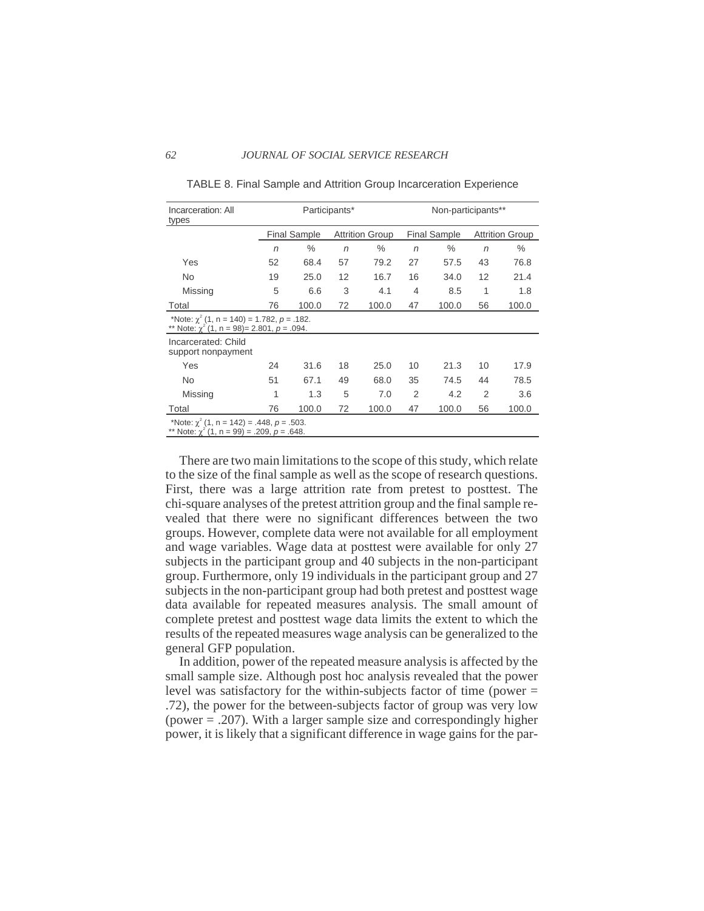TABLE 8. Final Sample and Attrition Group Incarceration Experience

| Incarceration: All types | Participants* | | | | Non-participants** | | | |
|---|---|---|---|---|---|---|---|---|
| | Final Sample | | Attrition Group | | Final Sample | | Attrition Group | |
| | *n* | % | *n* | % | *n* | % | *n* | % |
| Yes | 52 | 68.4 | 57 | 79.2 | 27 | 57.5 | 43 | 76.8 |
| No | 19 | 25.0 | 12 | 16.7 | 16 | 34.0 | 12 | 21.4 |
| Missing | 5 | 6.6 | 3 | 4.1 | 4 | 8.5 | 1 | 1.8 |
| Total | 76 | 100.0 | 72 | 100.0 | 47 | 100.0 | 56 | 100.0 |
| *Note: $\chi^2$ (1, n = 140) = 1.782, $p$ = .182. ** Note: $\chi^2$ (1, n = 98)= 2.801, $p$ = .094. | | | | | | | | |
| **Incarcerated: Child support nonpayment** | | | | | | | | |
| Yes | 24 | 31.6 | 18 | 25.0 | 10 | 21.3 | 10 | 17.9 |
| No | 51 | 67.1 | 49 | 68.0 | 35 | 74.5 | 44 | 78.5 |
| Missing | 1 | 1.3 | 5 | 7.0 | 2 | 4.2 | 2 | 3.6 |
| Total | 76 | 100.0 | 72 | 100.0 | 47 | 100.0 | 56 | 100.0 |
| *Note: $\chi^2$ (1, n = 142) = .448, $p$ = .503. ** Note: $\chi^2$ (1, n = 99) = .209, $p$ = .648. | | | | | | | | |

There are two main limitations to the scope of this study, which relate to the size of the final sample as well as the scope of research questions. First, there was a large attrition rate from pretest to posttest. The chi-square analyses of the pretest attrition group and the final sample revealed that there were no significant differences between the two groups. However, complete data were not available for all employment and wage variables. Wage data at posttest were available for only 27 subjects in the participant group and 40 subjects in the non-participant group. Furthermore, only 19 individuals in the participant group and 27 subjects in the non-participant group had both pretest and posttest wage data available for repeated measures analysis. The small amount of complete pretest and posttest wage data limits the extent to which the results of the repeated measures wage analysis can be generalized to the general GFP population.

In addition, power of the repeated measure analysis is affected by the small sample size. Although post hoc analysis revealed that the power level was satisfactory for the within-subjects factor of time (power = .72), the power for the between-subjects factor of group was very low (power = .207). With a larger sample size and correspondingly higher power, it is likely that a significant difference in wage gains for the par-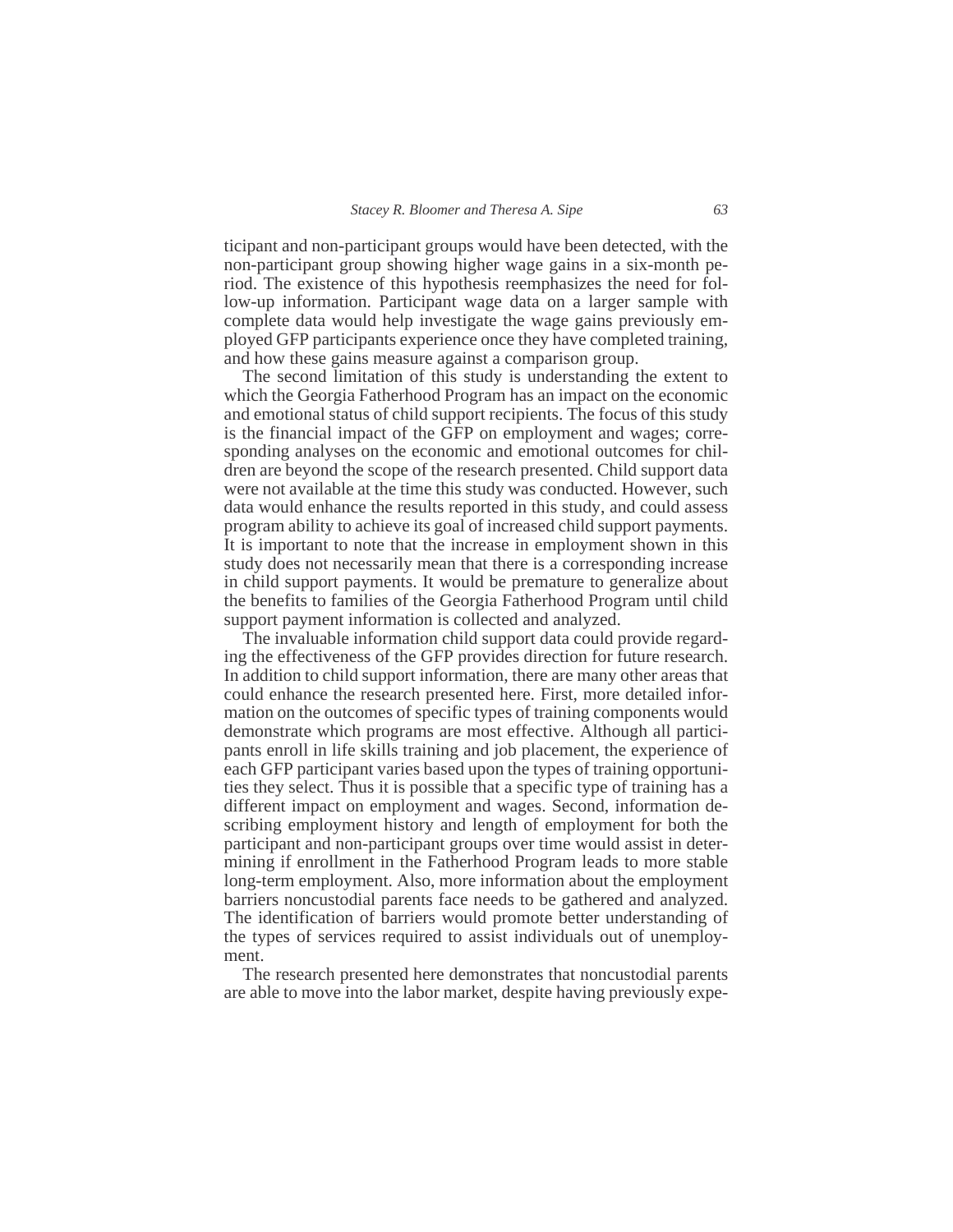ticipant and non-participant groups would have been detected, with the non-participant group showing higher wage gains in a six-month period. The existence of this hypothesis reemphasizes the need for follow-up information. Participant wage data on a larger sample with complete data would help investigate the wage gains previously employed GFP participants experience once they have completed training, and how these gains measure against a comparison group.

The second limitation of this study is understanding the extent to which the Georgia Fatherhood Program has an impact on the economic and emotional status of child support recipients. The focus of this study is the financial impact of the GFP on employment and wages; corresponding analyses on the economic and emotional outcomes for children are beyond the scope of the research presented. Child support data were not available at the time this study was conducted. However, such data would enhance the results reported in this study, and could assess program ability to achieve its goal of increased child support payments. It is important to note that the increase in employment shown in this study does not necessarily mean that there is a corresponding increase in child support payments. It would be premature to generalize about the benefits to families of the Georgia Fatherhood Program until child support payment information is collected and analyzed.

The invaluable information child support data could provide regarding the effectiveness of the GFP provides direction for future research. In addition to child support information, there are many other areas that could enhance the research presented here. First, more detailed information on the outcomes of specific types of training components would demonstrate which programs are most effective. Although all participants enroll in life skills training and job placement, the experience of each GFP participant varies based upon the types of training opportunities they select. Thus it is possible that a specific type of training has a different impact on employment and wages. Second, information describing employment history and length of employment for both the participant and non-participant groups over time would assist in determining if enrollment in the Fatherhood Program leads to more stable long-term employment. Also, more information about the employment barriers noncustodial parents face needs to be gathered and analyzed. The identification of barriers would promote better understanding of the types of services required to assist individuals out of unemployment.

The research presented here demonstrates that noncustodial parents are able to move into the labor market, despite having previously expe-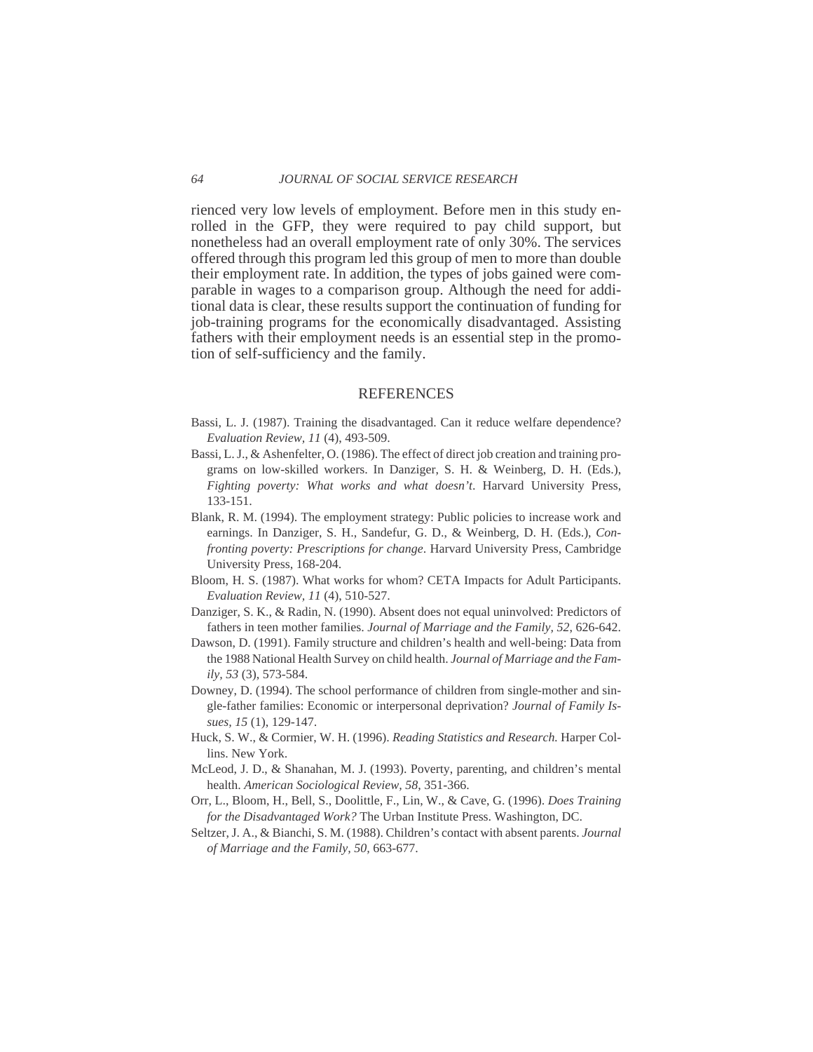rienced very low levels of employment. Before men in this study enrolled in the GFP, they were required to pay child support, but nonetheless had an overall employment rate of only 30%. The services offered through this program led this group of men to more than double their employment rate. In addition, the types of jobs gained were comparable in wages to a comparison group. Although the need for additional data is clear, these results support the continuation of funding for job-training programs for the economically disadvantaged. Assisting fathers with their employment needs is an essential step in the promotion of self-sufficiency and the family.

## REFERENCES

Bassi, L. J. (1987). Training the disadvantaged. Can it reduce welfare dependence? *Evaluation Review, 11* (4), 493-509.

Bassi, L. J., & Ashenfelter, O. (1986). The effect of direct job creation and training programs on low-skilled workers. In Danziger, S. H. & Weinberg, D. H. (Eds.), *Fighting poverty: What works and what doesn't*. Harvard University Press, 133-151.

Blank, R. M. (1994). The employment strategy: Public policies to increase work and earnings. In Danziger, S. H., Sandefur, G. D., & Weinberg, D. H. (Eds.), *Confronting poverty: Prescriptions for change*. Harvard University Press, Cambridge University Press, 168-204.

Bloom, H. S. (1987). What works for whom? CETA Impacts for Adult Participants. *Evaluation Review, 11* (4), 510-527.

Danziger, S. K., & Radin, N. (1990). Absent does not equal uninvolved: Predictors of fathers in teen mother families. *Journal of Marriage and the Family, 52*, 626-642.

Dawson, D. (1991). Family structure and children's health and well-being: Data from the 1988 National Health Survey on child health. *Journal of Marriage and the Family, 53* (3), 573-584.

Downey, D. (1994). The school performance of children from single-mother and single-father families: Economic or interpersonal deprivation? *Journal of Family Issues, 15* (1), 129-147.

Huck, S. W., & Cormier, W. H. (1996). *Reading Statistics and Research.* Harper Collins. New York.

McLeod, J. D., & Shanahan, M. J. (1993). Poverty, parenting, and children's mental health. *American Sociological Review, 58*, 351-366.

Orr, L., Bloom, H., Bell, S., Doolittle, F., Lin, W., & Cave, G. (1996). *Does Training for the Disadvantaged Work?* The Urban Institute Press. Washington, DC.

Seltzer, J. A., & Bianchi, S. M. (1988). Children's contact with absent parents. *Journal of Marriage and the Family, 50*, 663-677.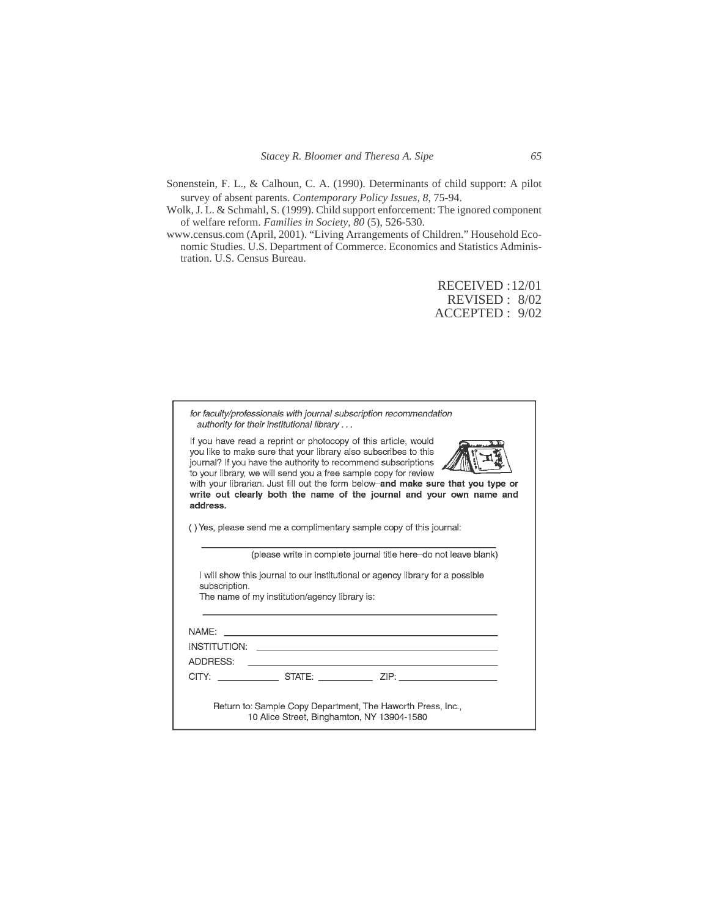Sonenstein, F. L., & Calhoun, C. A. (1990). Determinants of child support: A pilot survey of absent parents. *Contemporary Policy Issues, 8*, 75-94.

Wolk, J. L. & Schmahl, S. (1999). Child support enforcement: The ignored component of welfare reform. *Families in Society, 80* (5), 526-530.

www.census.com (April, 2001). "Living Arrangements of Children." Household Economic Studies. U.S. Department of Commerce. Economics and Statistics Administration. U.S. Census Bureau.

RECEIVED : 12/01
REVISED : 8/02
ACCEPTED : 9/02

---

*for faculty/professionals with journal subscription recommendation authority for their institutional library . . .*

If you have read a reprint or photocopy of this article, would you like to make sure that your library also subscribes to this journal? If you have the authority to recommend subscriptions to your library, we will send you a free sample copy for review with your librarian. Just fill out the form below–**and make sure that you type or write out clearly both the name of the journal and your own name and address.**

( ) Yes, please send me a complimentary sample copy of this journal:

\_\_\_\_\_\_\_\_\_\_\_\_\_\_\_\_\_\_\_\_\_\_\_\_\_\_\_\_\_\_\_\_\_\_\_\_\_\_\_\_
(please write in complete journal title here–do not leave blank)

I will show this journal to our institutional or agency library for a possible subscription.
The name of my institution/agency library is:

\_\_\_\_\_\_\_\_\_\_\_\_\_\_\_\_\_\_\_\_\_\_\_\_\_\_\_\_\_\_\_\_\_\_\_\_\_\_\_\_

NAME: \_\_\_\_\_\_\_\_\_\_\_\_\_\_\_\_\_\_\_\_\_\_\_\_\_\_\_\_\_\_\_\_\_\_\_\_

INSTITUTION: \_\_\_\_\_\_\_\_\_\_\_\_\_\_\_\_\_\_\_\_\_\_\_\_\_\_\_\_\_\_\_\_

ADDRESS: \_\_\_\_\_\_\_\_\_\_\_\_\_\_\_\_\_\_\_\_\_\_\_\_\_\_\_\_\_\_\_\_\_\_

CITY: \_\_\_\_\_\_\_\_\_\_ STATE: \_\_\_\_\_\_\_\_\_\_ ZIP: \_\_\_\_\_\_\_\_\_\_\_\_\_\_

Return to: Sample Copy Department, The Haworth Press, Inc.,
10 Alice Street, Binghamton, NY 13904-1580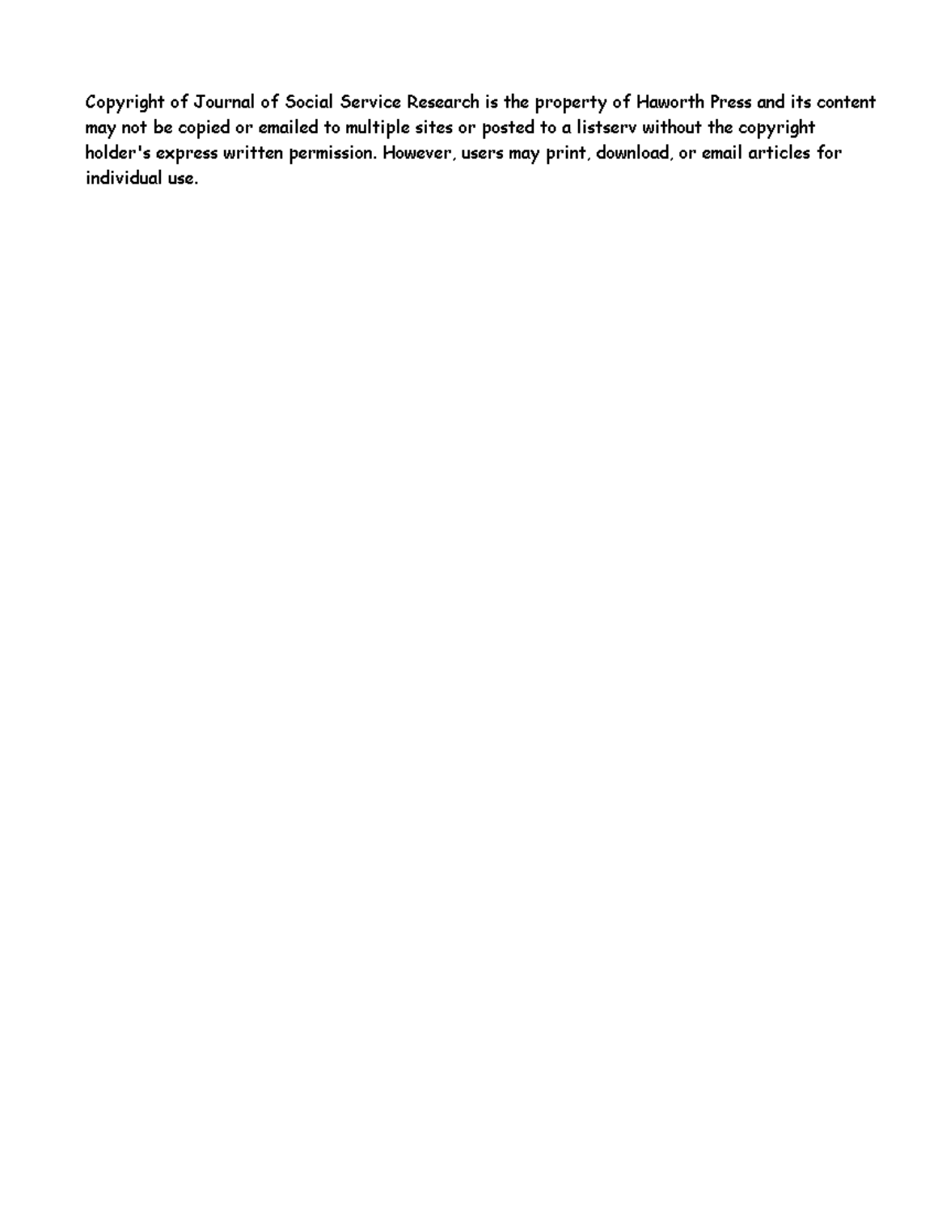Copyright of Journal of Social Service Research is the property of Haworth Press and its content may not be copied or emailed to multiple sites or posted to a listserv without the copyright holder's express written permission. However, users may print, download, or email articles for individual use.